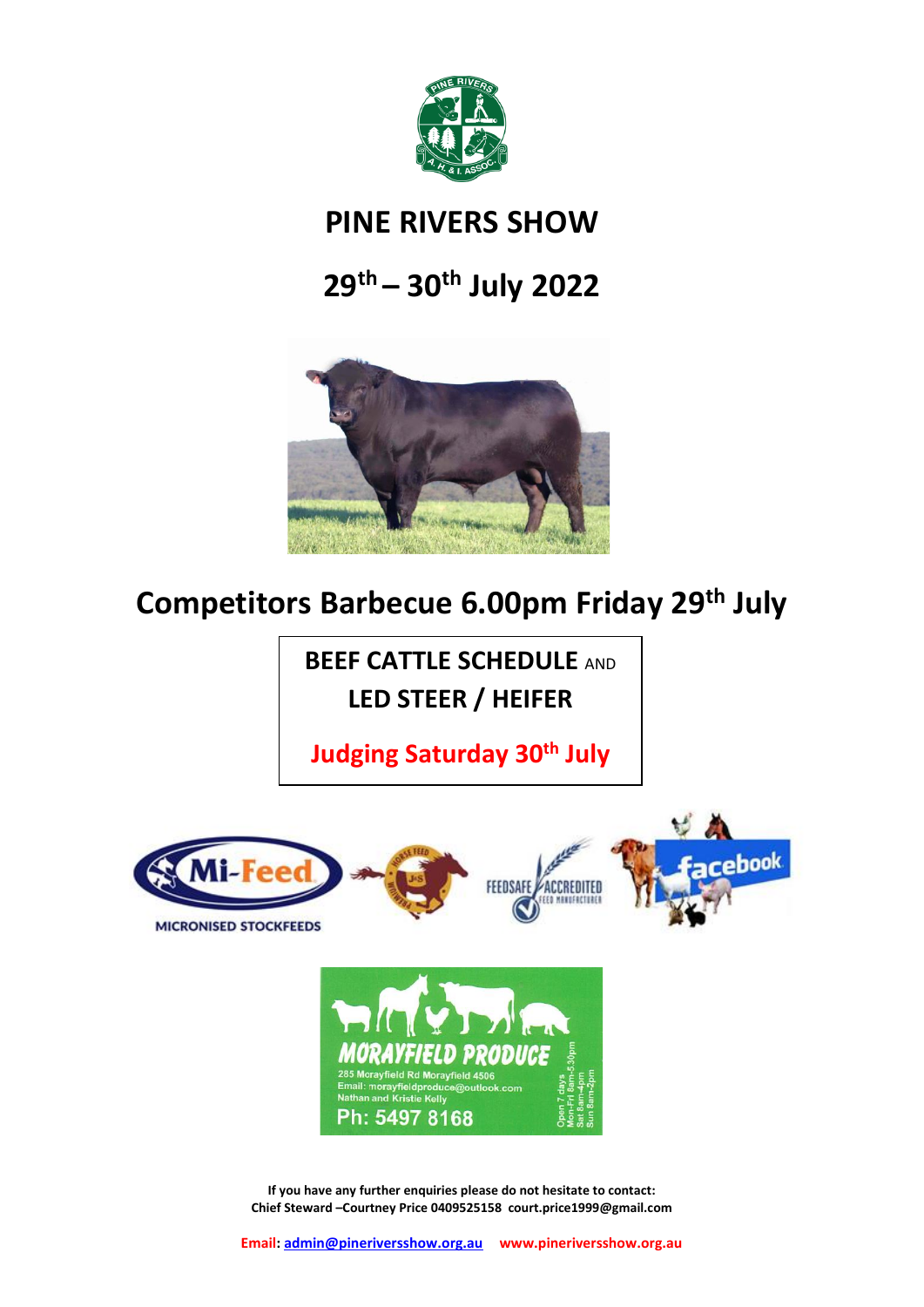# PINE RIVERS SHOW

## 29th – 30th July 2022

## Competitors Barbecue 6.00pm Friday 29th July

**BEEF CATTLE SCHEDULE** AND **LED STEER / HEIFER**

**Judging Saturday 30th July**

If you have any further enquiries please do not hesitate to contact:
Chief Steward –Courtney Price 0409525158 court.price1999@gmail.com

**Email:** admin@pineriversshow.org.au www.pineriversshow.org.au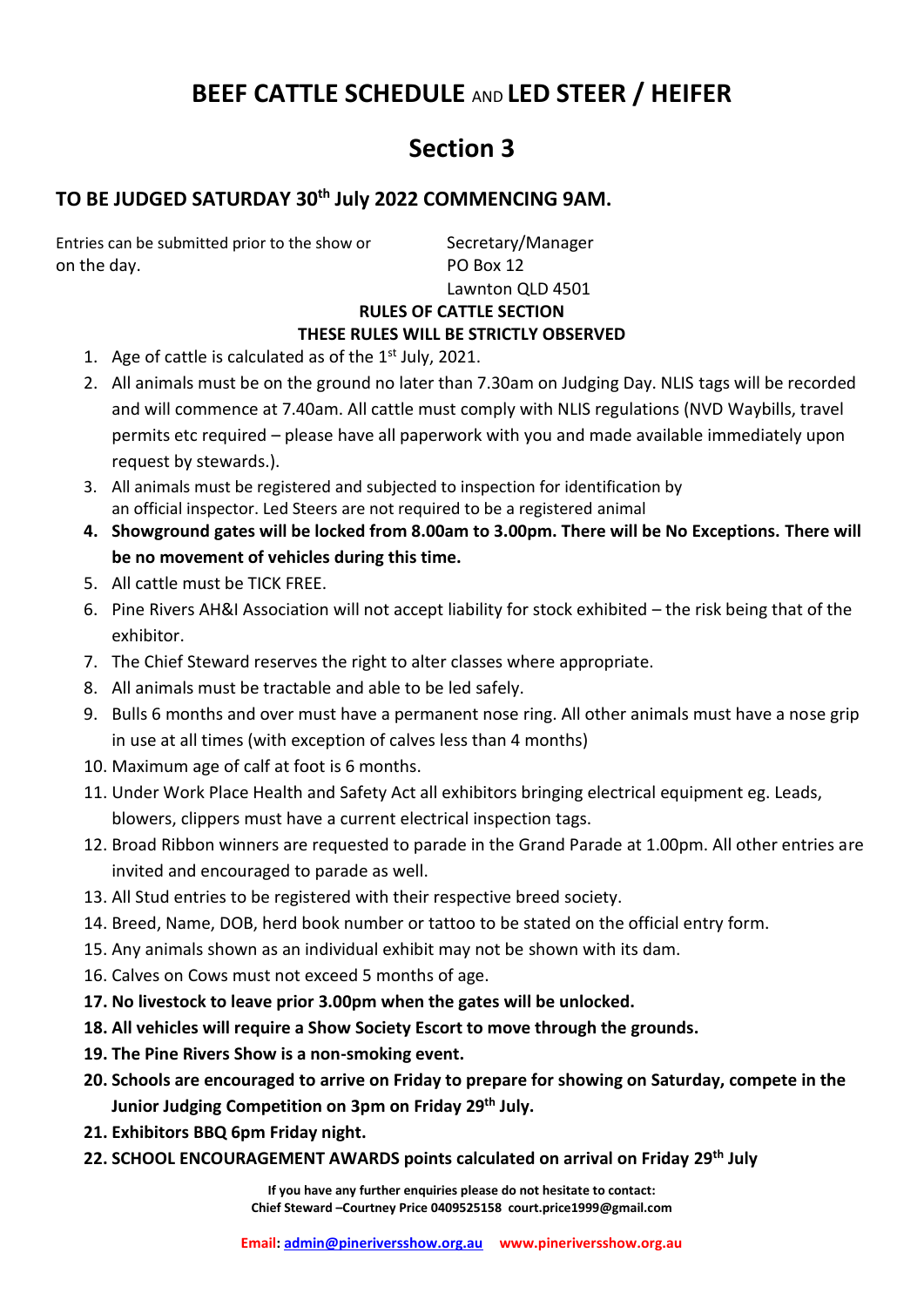# BEEF CATTLE SCHEDULE AND LED STEER / HEIFER

# Section 3

## TO BE JUDGED SATURDAY 30th July 2022 COMMENCING 9AM.

Entries can be submitted prior to the show or on the day.

Secretary/Manager
PO Box 12
Lawnton QLD 4501

**RULES OF CATTLE SECTION**
**THESE RULES WILL BE STRICTLY OBSERVED**

1. Age of cattle is calculated as of the 1st July, 2021.
2. All animals must be on the ground no later than 7.30am on Judging Day. NLIS tags will be recorded and will commence at 7.40am. All cattle must comply with NLIS regulations (NVD Waybills, travel permits etc required – please have all paperwork with you and made available immediately upon request by stewards.).
3. All animals must be registered and subjected to inspection for identification by an official inspector. Led Steers are not required to be a registered animal
4. **Showground gates will be locked from 8.00am to 3.00pm. There will be No Exceptions. There will be no movement of vehicles during this time.**
5. All cattle must be TICK FREE.
6. Pine Rivers AH&I Association will not accept liability for stock exhibited – the risk being that of the exhibitor.
7. The Chief Steward reserves the right to alter classes where appropriate.
8. All animals must be tractable and able to be led safely.
9. Bulls 6 months and over must have a permanent nose ring. All other animals must have a nose grip in use at all times (with exception of calves less than 4 months)
10. Maximum age of calf at foot is 6 months.
11. Under Work Place Health and Safety Act all exhibitors bringing electrical equipment eg. Leads, blowers, clippers must have a current electrical inspection tags.
12. Broad Ribbon winners are requested to parade in the Grand Parade at 1.00pm. All other entries are invited and encouraged to parade as well.
13. All Stud entries to be registered with their respective breed society.
14. Breed, Name, DOB, herd book number or tattoo to be stated on the official entry form.
15. Any animals shown as an individual exhibit may not be shown with its dam.
16. Calves on Cows must not exceed 5 months of age.
17. **No livestock to leave prior 3.00pm when the gates will be unlocked.**
18. **All vehicles will require a Show Society Escort to move through the grounds.**
19. **The Pine Rivers Show is a non-smoking event.**
20. **Schools are encouraged to arrive on Friday to prepare for showing on Saturday, compete in the Junior Judging Competition on 3pm on Friday 29th July.**
21. **Exhibitors BBQ 6pm Friday night.**
22. **SCHOOL ENCOURAGEMENT AWARDS points calculated on arrival on Friday 29th July**

**If you have any further enquiries please do not hesitate to contact:**
**Chief Steward –Courtney Price 0409525158 court.price1999@gmail.com**

**Email: admin@pineriversshow.org.au www.pineriversshow.org.au**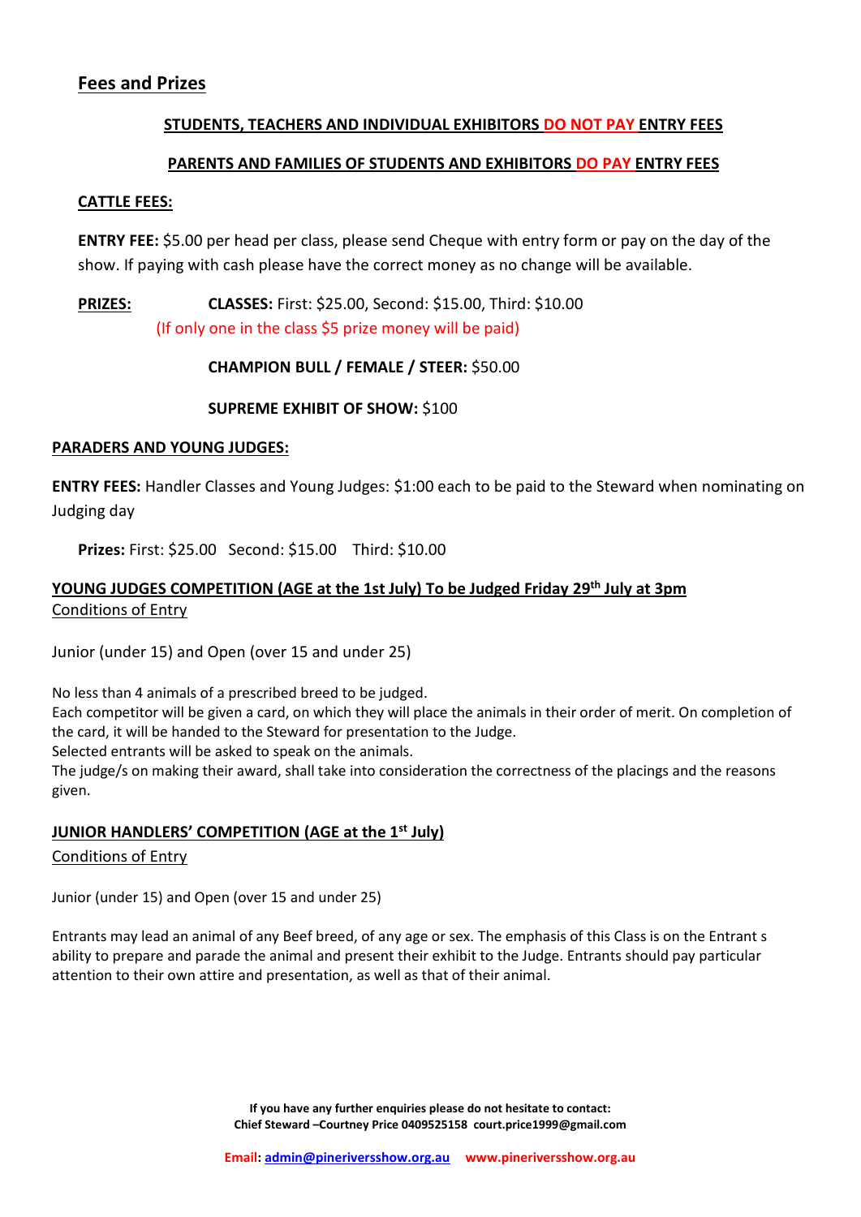## Fees and Prizes

**STUDENTS, TEACHERS AND INDIVIDUAL EXHIBITORS DO NOT PAY ENTRY FEES**

**PARENTS AND FAMILIES OF STUDENTS AND EXHIBITORS DO PAY ENTRY FEES**

**CATTLE FEES:**

**ENTRY FEE:** $5.00 per head per class, please send Cheque with entry form or pay on the day of the show. If paying with cash please have the correct money as no change will be available.

**PRIZES:** **CLASSES:** First: $25.00, Second: $15.00, Third: $10.00
(If only one in the class $5 prize money will be paid)

**CHAMPION BULL / FEMALE / STEER:** $50.00

**SUPREME EXHIBIT OF SHOW:** $100

**PARADERS AND YOUNG JUDGES:**

**ENTRY FEES:** Handler Classes and Young Judges: $1:00 each to be paid to the Steward when nominating on Judging day

**Prizes:** First: $25.00 Second: $15.00 Third: $10.00

**YOUNG JUDGES COMPETITION (AGE at the 1st July) To be Judged Friday 29th July at 3pm**

Conditions of Entry

Junior (under 15) and Open (over 15 and under 25)

No less than 4 animals of a prescribed breed to be judged.
Each competitor will be given a card, on which they will place the animals in their order of merit. On completion of the card, it will be handed to the Steward for presentation to the Judge.
Selected entrants will be asked to speak on the animals.
The judge/s on making their award, shall take into consideration the correctness of the placings and the reasons given.

**JUNIOR HANDLERS' COMPETITION (AGE at the 1st July)**

Conditions of Entry

Junior (under 15) and Open (over 15 and under 25)

Entrants may lead an animal of any Beef breed, of any age or sex. The emphasis of this Class is on the Entrant s ability to prepare and parade the animal and present their exhibit to the Judge. Entrants should pay particular attention to their own attire and presentation, as well as that of their animal.

**If you have any further enquiries please do not hesitate to contact:**
**Chief Steward –Courtney Price 0409525158 court.price1999@gmail.com**

**Email: admin@pineriversshow.org.au www.pineriversshow.org.au**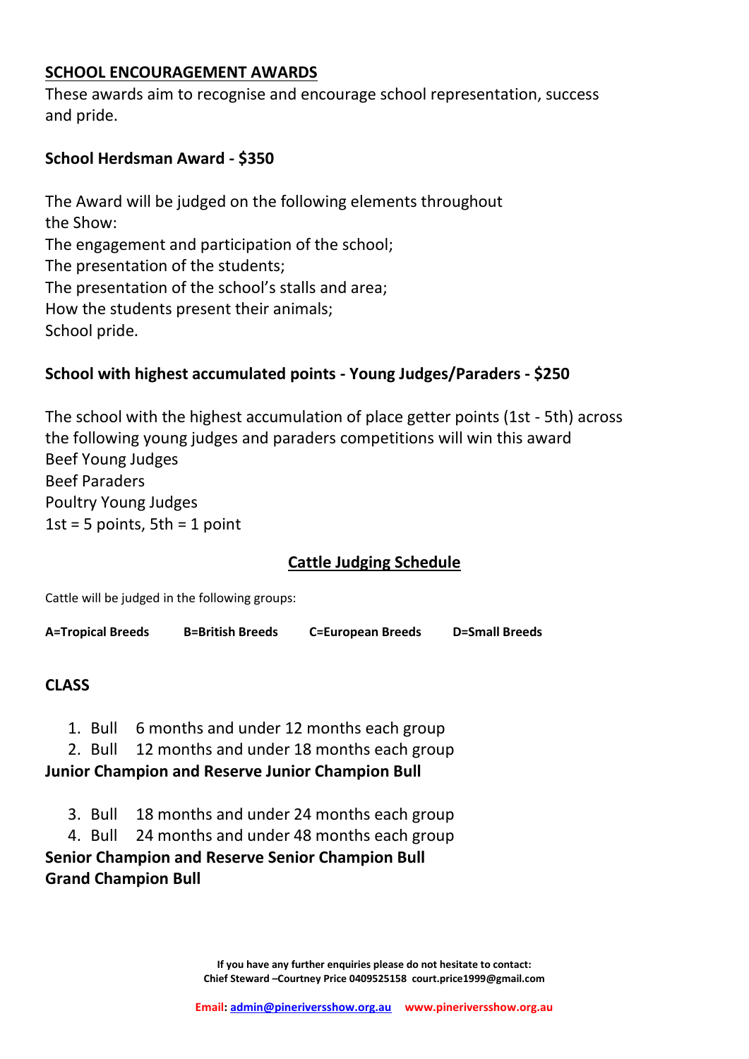## SCHOOL ENCOURAGEMENT AWARDS

These awards aim to recognise and encourage school representation, success and pride.

**School Herdsman Award - $350**

The Award will be judged on the following elements throughout the Show:
The engagement and participation of the school;
The presentation of the students;
The presentation of the school's stalls and area;
How the students present their animals;
School pride.

**School with highest accumulated points - Young Judges/Paraders - $250**

The school with the highest accumulation of place getter points (1st - 5th) across the following young judges and paraders competitions will win this award
Beef Young Judges
Beef Paraders
Poultry Young Judges
1st = 5 points, 5th = 1 point

## Cattle Judging Schedule

Cattle will be judged in the following groups:

**A=Tropical Breeds** **B=British Breeds** **C=European Breeds** **D=Small Breeds**

### CLASS

1. Bull 6 months and under 12 months each group
2. Bull 12 months and under 18 months each group

**Junior Champion and Reserve Junior Champion Bull**

3. Bull 18 months and under 24 months each group
4. Bull 24 months and under 48 months each group

**Senior Champion and Reserve Senior Champion Bull**
**Grand Champion Bull**

**If you have any further enquiries please do not hesitate to contact:**
**Chief Steward –Courtney Price 0409525158 court.price1999@gmail.com**

**Email: admin@pineriversshow.org.au www.pineriversshow.org.au**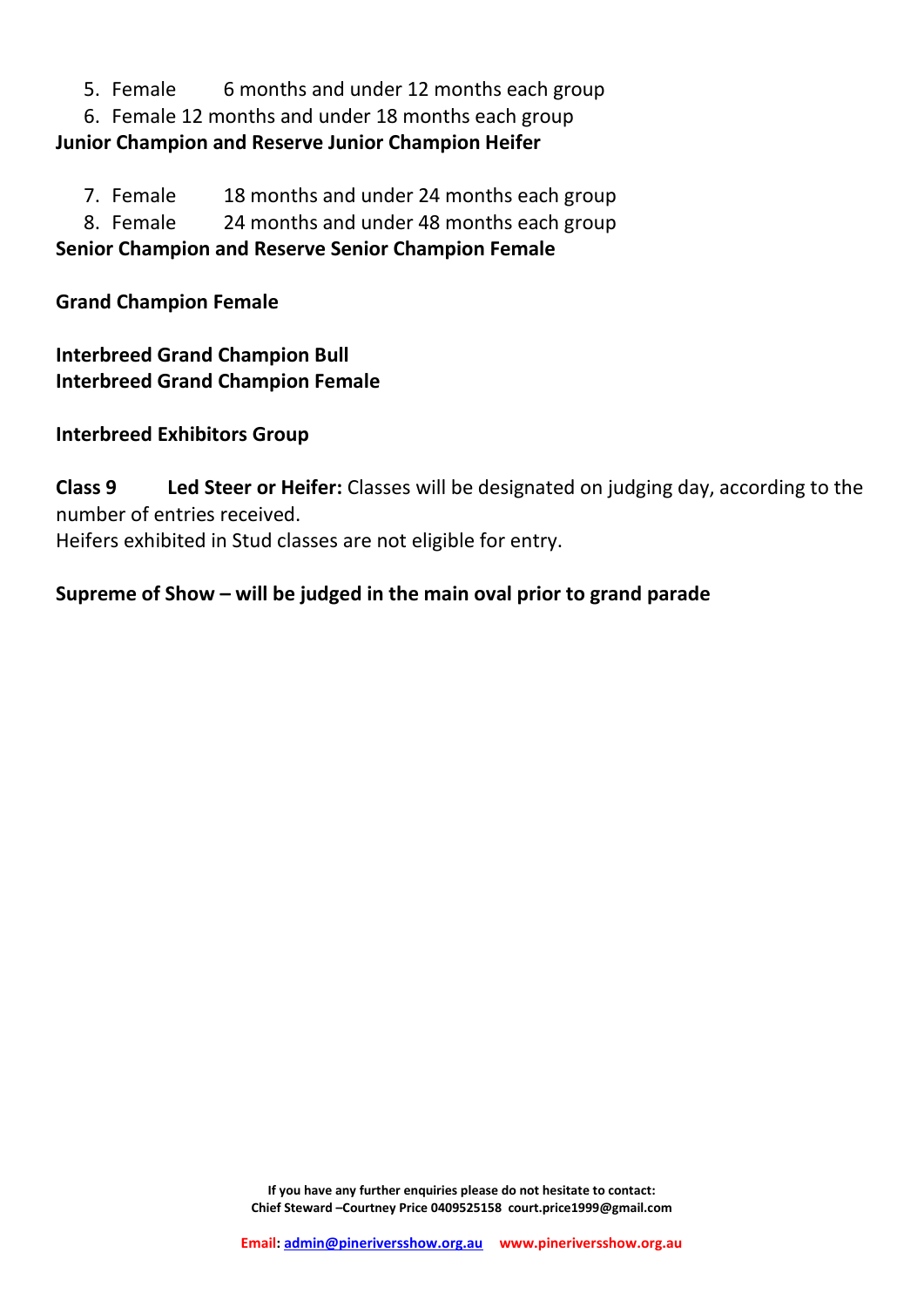5. Female 6 months and under 12 months each group
6. Female 12 months and under 18 months each group

**Junior Champion and Reserve Junior Champion Heifer**

7. Female 18 months and under 24 months each group
8. Female 24 months and under 48 months each group

**Senior Champion and Reserve Senior Champion Female**

**Grand Champion Female**

**Interbreed Grand Champion Bull**
**Interbreed Grand Champion Female**

**Interbreed Exhibitors Group**

**Class 9 Led Steer or Heifer:** Classes will be designated on judging day, according to the number of entries received.
Heifers exhibited in Stud classes are not eligible for entry.

**Supreme of Show – will be judged in the main oval prior to grand parade**

**If you have any further enquiries please do not hesitate to contact:**
**Chief Steward –Courtney Price 0409525158 court.price1999@gmail.com**

**Email: admin@pineriversshow.org.au www.pineriversshow.org.au**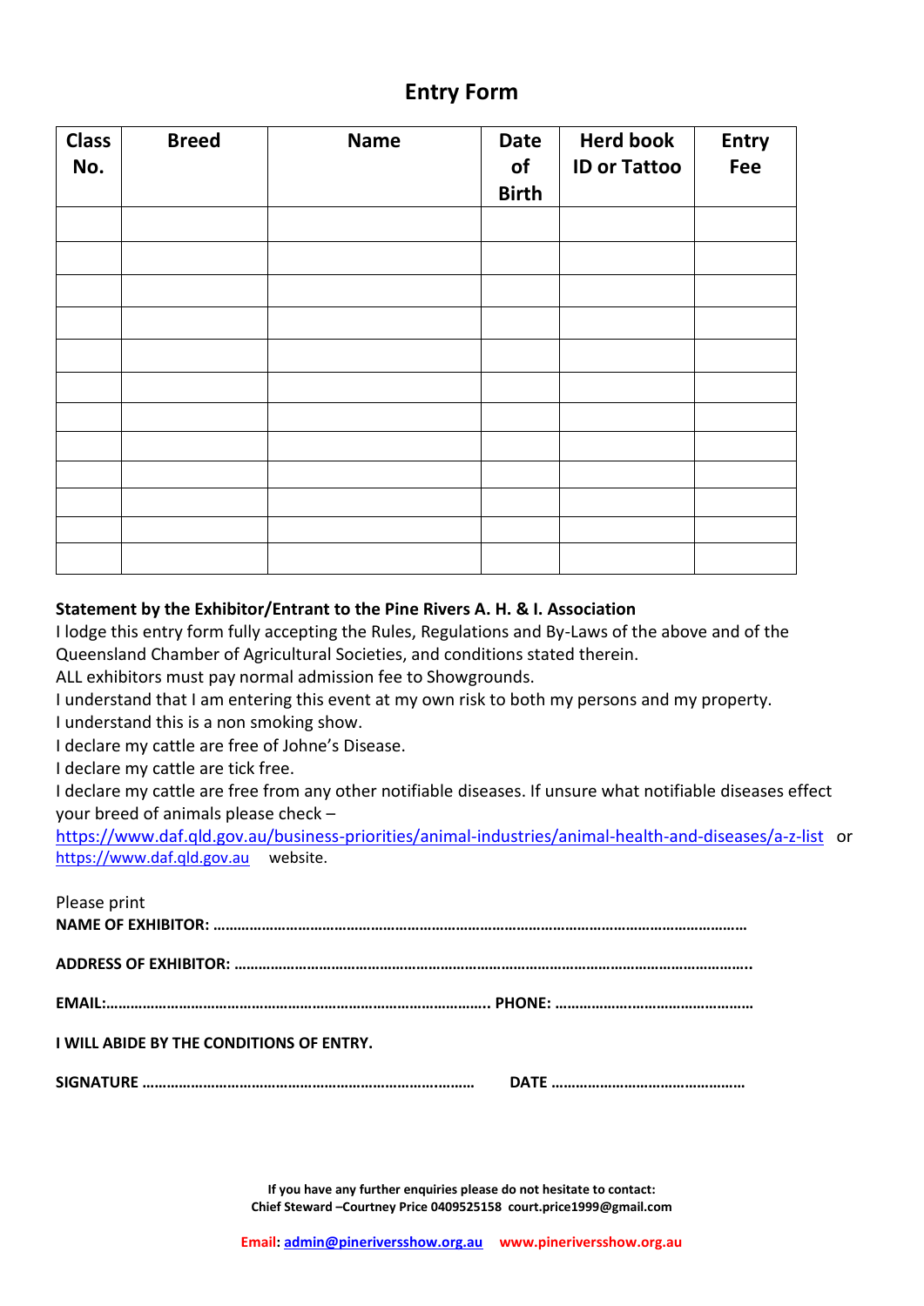# Entry Form

| Class No. | Breed | Name | Date of Birth | Herd book ID or Tattoo | Entry Fee |
|---|---|---|---|---|---|
| | | | | | |
| | | | | | |
| | | | | | |
| | | | | | |
| | | | | | |
| | | | | | |
| | | | | | |
| | | | | | |
| | | | | | |
| | | | | | |
| | | | | | |
| | | | | | |

**Statement by the Exhibitor/Entrant to the Pine Rivers A. H. & I. Association**

I lodge this entry form fully accepting the Rules, Regulations and By-Laws of the above and of the Queensland Chamber of Agricultural Societies, and conditions stated therein.

ALL exhibitors must pay normal admission fee to Showgrounds.

I understand that I am entering this event at my own risk to both my persons and my property.

I understand this is a non smoking show.

I declare my cattle are free of Johne's Disease.

I declare my cattle are tick free.

I declare my cattle are free from any other notifiable diseases. If unsure what notifiable diseases effect your breed of animals please check – https://www.daf.qld.gov.au/business-priorities/animal-industries/animal-health-and-diseases/a-z-list or https://www.daf.qld.gov.au website.

Please print

**NAME OF EXHIBITOR: ……………………………………………………………………………………………………………………**

**ADDRESS OF EXHIBITOR: ……………………………………………………………………………………………………………..**

**EMAIL:………………………………………………………………………………….. PHONE: …………….………………………….**

**I WILL ABIDE BY THE CONDITIONS OF ENTRY.**

**SIGNATURE ………………………………………………………………….……   DATE …………………………………………**

**If you have any further enquiries please do not hesitate to contact:**
**Chief Steward –Courtney Price 0409525158 court.price1999@gmail.com**

**Email: admin@pineriversshow.org.au www.pineriversshow.org.au**